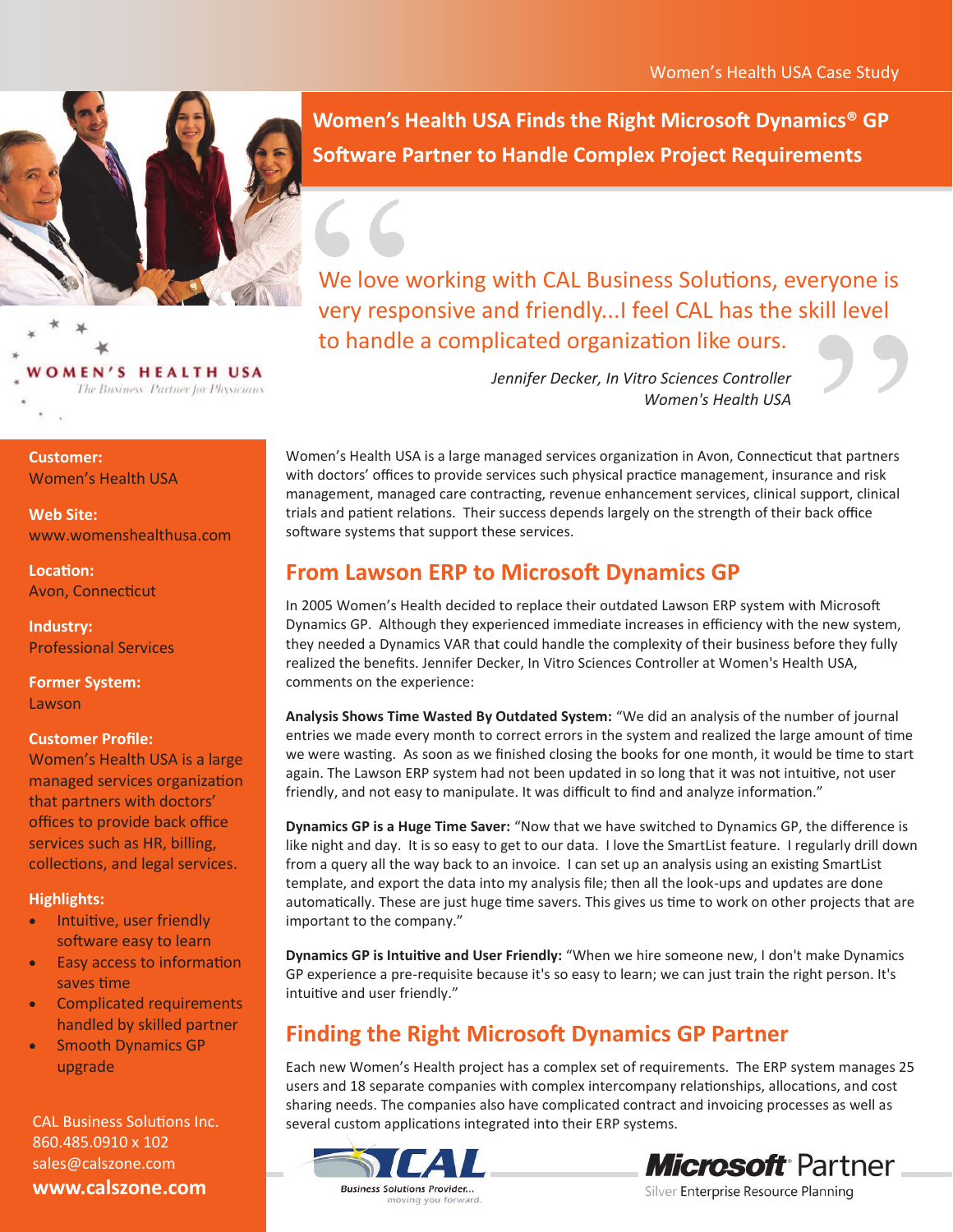# Women's Health USA Finds the Right Microsoft Dynamics® GP Software Partner to Handle Complex Project Requirements

> We love working with CAL Business Solutions, everyone is very responsive and friendly...I feel CAL has the skill level to handle a complicated organization like ours.
>
> *Jennifer Decker, In Vitro Sciences Controller*
> *Women's Health USA*

WOMEN'S HEALTH USA
*The Business Partner for Physicians*

**Customer:**
Women's Health USA

**Web Site:**
www.womenshealthusa.com

**Location:**
Avon, Connecticut

**Industry:**
Professional Services

**Former System:**
Lawson

**Customer Profile:**
Women's Health USA is a large managed services organization that partners with doctors' offices to provide back office services such as HR, billing, collections, and legal services.

**Highlights:**

- Intuitive, user friendly software easy to learn
- Easy access to information saves time
- Complicated requirements handled by skilled partner
- Smooth Dynamics GP upgrade

CAL Business Solutions Inc.
860.485.0910 x 102
sales@calszone.com
**www.calszone.com**

Women's Health USA is a large managed services organization in Avon, Connecticut that partners with doctors' offices to provide services such physical practice management, insurance and risk management, managed care contracting, revenue enhancement services, clinical support, clinical trials and patient relations. Their success depends largely on the strength of their back office software systems that support these services.

## From Lawson ERP to Microsoft Dynamics GP

In 2005 Women's Health decided to replace their outdated Lawson ERP system with Microsoft Dynamics GP. Although they experienced immediate increases in efficiency with the new system, they needed a Dynamics VAR that could handle the complexity of their business before they fully realized the benefits. Jennifer Decker, In Vitro Sciences Controller at Women's Health USA, comments on the experience:

**Analysis Shows Time Wasted By Outdated System:** "We did an analysis of the number of journal entries we made every month to correct errors in the system and realized the large amount of time we were wasting. As soon as we finished closing the books for one month, it would be time to start again. The Lawson ERP system had not been updated in so long that it was not intuitive, not user friendly, and not easy to manipulate. It was difficult to find and analyze information."

**Dynamics GP is a Huge Time Saver:** "Now that we have switched to Dynamics GP, the difference is like night and day. It is so easy to get to our data. I love the SmartList feature. I regularly drill down from a query all the way back to an invoice. I can set up an analysis using an existing SmartList template, and export the data into my analysis file; then all the look-ups and updates are done automatically. These are just huge time savers. This gives us time to work on other projects that are important to the company."

**Dynamics GP is Intuitive and User Friendly:** "When we hire someone new, I don't make Dynamics GP experience a pre-requisite because it's so easy to learn; we can just train the right person. It's intuitive and user friendly."

## Finding the Right Microsoft Dynamics GP Partner

Each new Women's Health project has a complex set of requirements. The ERP system manages 25 users and 18 separate companies with complex intercompany relationships, allocations, and cost sharing needs. The companies also have complicated contract and invoicing processes as well as several custom applications integrated into their ERP systems.

CAL Business Solutions Provider... *moving you forward.*

Microsoft Partner
Silver Enterprise Resource Planning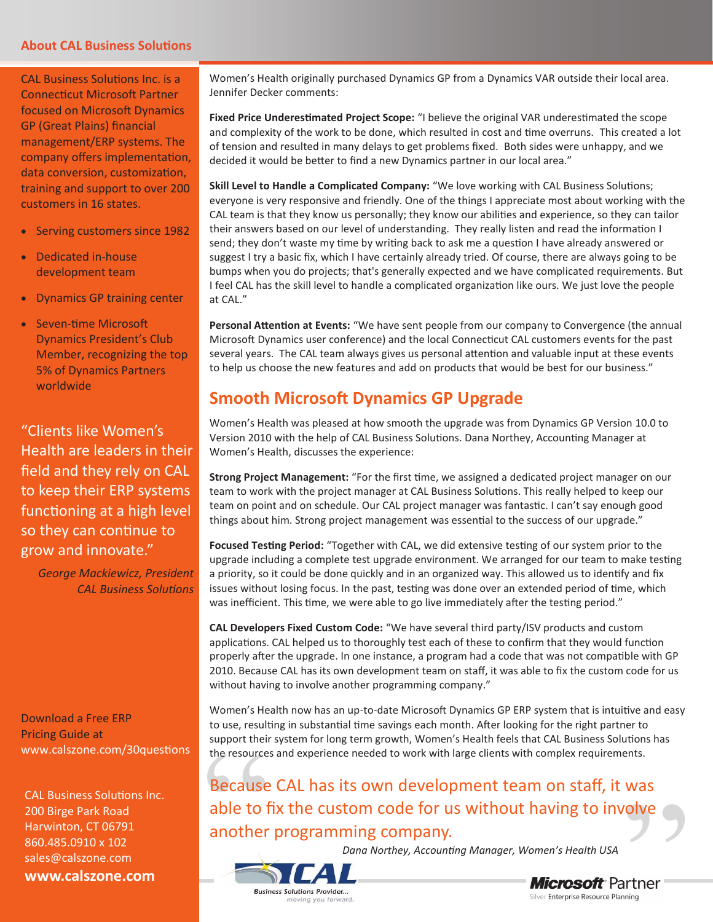## About CAL Business Solutions

CAL Business Solutions Inc. is a Connecticut Microsoft Partner focused on Microsoft Dynamics GP (Great Plains) financial management/ERP systems. The company offers implementation, data conversion, customization, training and support to over 200 customers in 16 states.

- Serving customers since 1982
- Dedicated in-house development team
- Dynamics GP training center
- Seven-time Microsoft Dynamics President's Club Member, recognizing the top 5% of Dynamics Partners worldwide

"Clients like Women's Health are leaders in their field and they rely on CAL to keep their ERP systems functioning at a high level so they can continue to grow and innovate."

*George Mackiewicz, President CAL Business Solutions*

Download a Free ERP Pricing Guide at www.calszone.com/30questions

CAL Business Solutions Inc.
200 Birge Park Road
Harwinton, CT 06791
860.485.0910 x 102
sales@calszone.com
**www.calszone.com**

Women's Health originally purchased Dynamics GP from a Dynamics VAR outside their local area. Jennifer Decker comments:

**Fixed Price Underestimated Project Scope:** "I believe the original VAR underestimated the scope and complexity of the work to be done, which resulted in cost and time overruns. This created a lot of tension and resulted in many delays to get problems fixed. Both sides were unhappy, and we decided it would be better to find a new Dynamics partner in our local area."

**Skill Level to Handle a Complicated Company:** "We love working with CAL Business Solutions; everyone is very responsive and friendly. One of the things I appreciate most about working with the CAL team is that they know us personally; they know our abilities and experience, so they can tailor their answers based on our level of understanding. They really listen and read the information I send; they don't waste my time by writing back to ask me a question I have already answered or suggest I try a basic fix, which I have certainly already tried. Of course, there are always going to be bumps when you do projects; that's generally expected and we have complicated requirements. But I feel CAL has the skill level to handle a complicated organization like ours. We just love the people at CAL."

**Personal Attention at Events:** "We have sent people from our company to Convergence (the annual Microsoft Dynamics user conference) and the local Connecticut CAL customers events for the past several years. The CAL team always gives us personal attention and valuable input at these events to help us choose the new features and add on products that would be best for our business."

## Smooth Microsoft Dynamics GP Upgrade

Women's Health was pleased at how smooth the upgrade was from Dynamics GP Version 10.0 to Version 2010 with the help of CAL Business Solutions. Dana Northey, Accounting Manager at Women's Health, discusses the experience:

**Strong Project Management:** "For the first time, we assigned a dedicated project manager on our team to work with the project manager at CAL Business Solutions. This really helped to keep our team on point and on schedule. Our CAL project manager was fantastic. I can't say enough good things about him. Strong project management was essential to the success of our upgrade."

**Focused Testing Period:** "Together with CAL, we did extensive testing of our system prior to the upgrade including a complete test upgrade environment. We arranged for our team to make testing a priority, so it could be done quickly and in an organized way. This allowed us to identify and fix issues without losing focus. In the past, testing was done over an extended period of time, which was inefficient. This time, we were able to go live immediately after the testing period."

**CAL Developers Fixed Custom Code:** "We have several third party/ISV products and custom applications. CAL helped us to thoroughly test each of these to confirm that they would function properly after the upgrade. In one instance, a program had a code that was not compatible with GP 2010. Because CAL has its own development team on staff, it was able to fix the custom code for us without having to involve another programming company."

Women's Health now has an up-to-date Microsoft Dynamics GP ERP system that is intuitive and easy to use, resulting in substantial time savings each month. After looking for the right partner to support their system for long term growth, Women's Health feels that CAL Business Solutions has the resources and experience needed to work with large clients with complex requirements.

"Because CAL has its own development team on staff, it was able to fix the custom code for us without having to involve another programming company."

*Dana Northey, Accounting Manager, Women's Health USA*

CAL Business Solutions Provider... moving you forward.

Microsoft Partner
Silver Enterprise Resource Planning